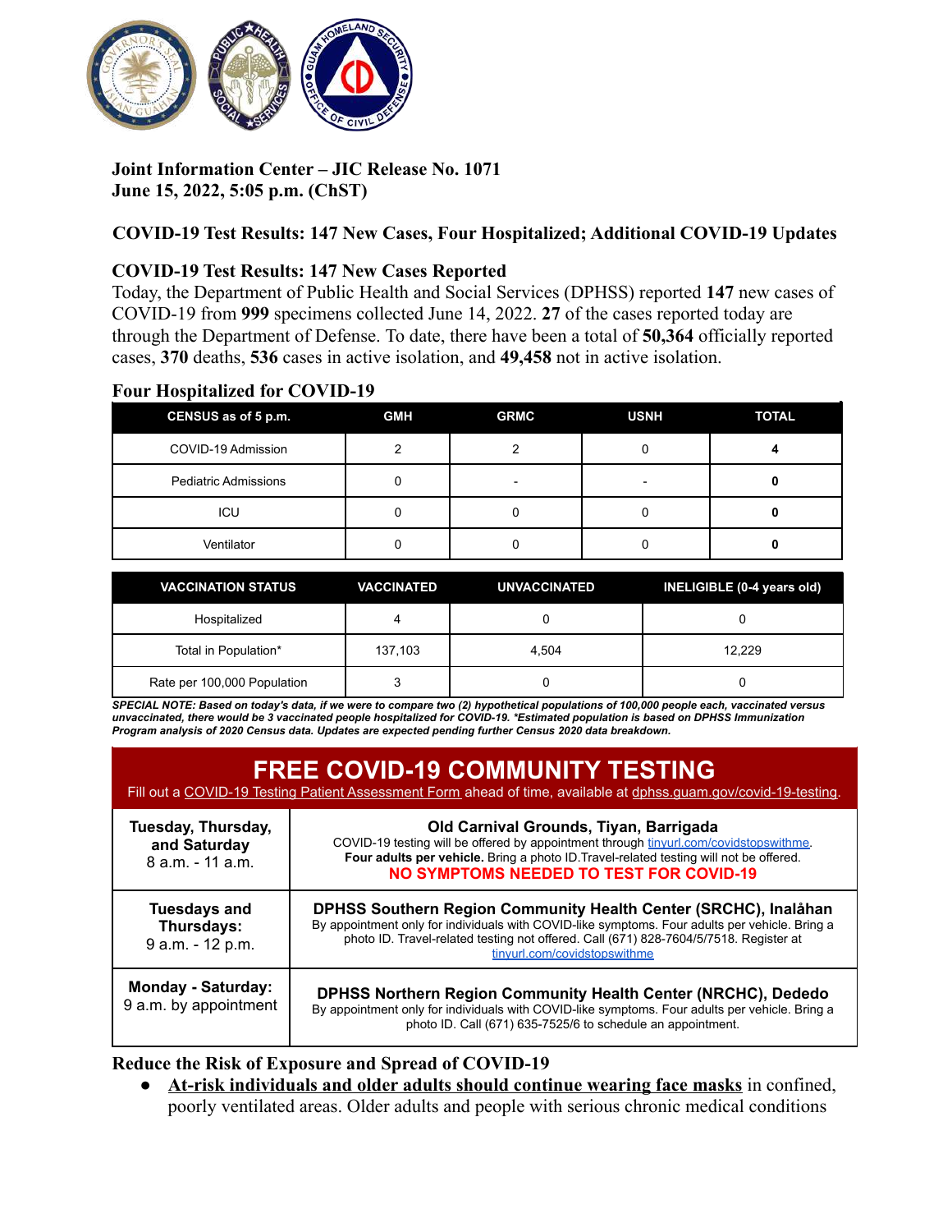**Joint Information Center – JIC Release No. 1071**
**June 15, 2022, 5:05 p.m. (ChST)**

## COVID-19 Test Results: 147 New Cases, Four Hospitalized; Additional COVID-19 Updates

### COVID-19 Test Results: 147 New Cases Reported

Today, the Department of Public Health and Social Services (DPHSS) reported **147** new cases of COVID-19 from **999** specimens collected June 14, 2022. **27** of the cases reported today are through the Department of Defense. To date, there have been a total of **50,364** officially reported cases, **370** deaths, **536** cases in active isolation, and **49,458** not in active isolation.

### Four Hospitalized for COVID-19

| CENSUS as of 5 p.m. | GMH | GRMC | USNH | TOTAL |
|---|---|---|---|---|
| COVID-19 Admission | 2 | 2 | 0 | **4** |
| Pediatric Admissions | 0 | - | - | **0** |
| ICU | 0 | 0 | 0 | **0** |
| Ventilator | 0 | 0 | 0 | **0** |

| VACCINATION STATUS | VACCINATED | UNVACCINATED | INELIGIBLE (0-4 years old) |
|---|---|---|---|
| Hospitalized | 4 | 0 | 0 |
| Total in Population* | 137,103 | 4,504 | 12,229 |
| Rate per 100,000 Population | 3 | 0 | 0 |

***SPECIAL NOTE: Based on today's data, if we were to compare two (2) hypothetical populations of 100,000 people each, vaccinated versus unvaccinated, there would be 3 vaccinated people hospitalized for COVID-19. *Estimated population is based on DPHSS Immunization Program analysis of 2020 Census data. Updates are expected pending further Census 2020 data breakdown.***

## FREE COVID-19 COMMUNITY TESTING

Fill out a COVID-19 Testing Patient Assessment Form ahead of time, available at dphss.guam.gov/covid-19-testing.

| Schedule | Location and Details |
|---|---|
| **Tuesday, Thursday, and Saturday** 8 a.m. - 11 a.m. | **Old Carnival Grounds, Tiyan, Barrigada** COVID-19 testing will be offered by appointment through tinyurl.com/covidstopswithme. **Four adults per vehicle.** Bring a photo ID.Travel-related testing will not be offered. **NO SYMPTOMS NEEDED TO TEST FOR COVID-19** |
| **Tuesdays and Thursdays:** 9 a.m. - 12 p.m. | **DPHSS Southern Region Community Health Center (SRCHC), Inalåhan** By appointment only for individuals with COVID-like symptoms. Four adults per vehicle. Bring a photo ID. Travel-related testing not offered. Call (671) 828-7604/5/7518. Register at tinyurl.com/covidstopswithme |
| **Monday - Saturday:** 9 a.m. by appointment | **DPHSS Northern Region Community Health Center (NRCHC), Dededo** By appointment only for individuals with COVID-like symptoms. Four adults per vehicle. Bring a photo ID. Call (671) 635-7525/6 to schedule an appointment. |

### Reduce the Risk of Exposure and Spread of COVID-19

- **At-risk individuals and older adults should continue wearing face masks** in confined, poorly ventilated areas. Older adults and people with serious chronic medical conditions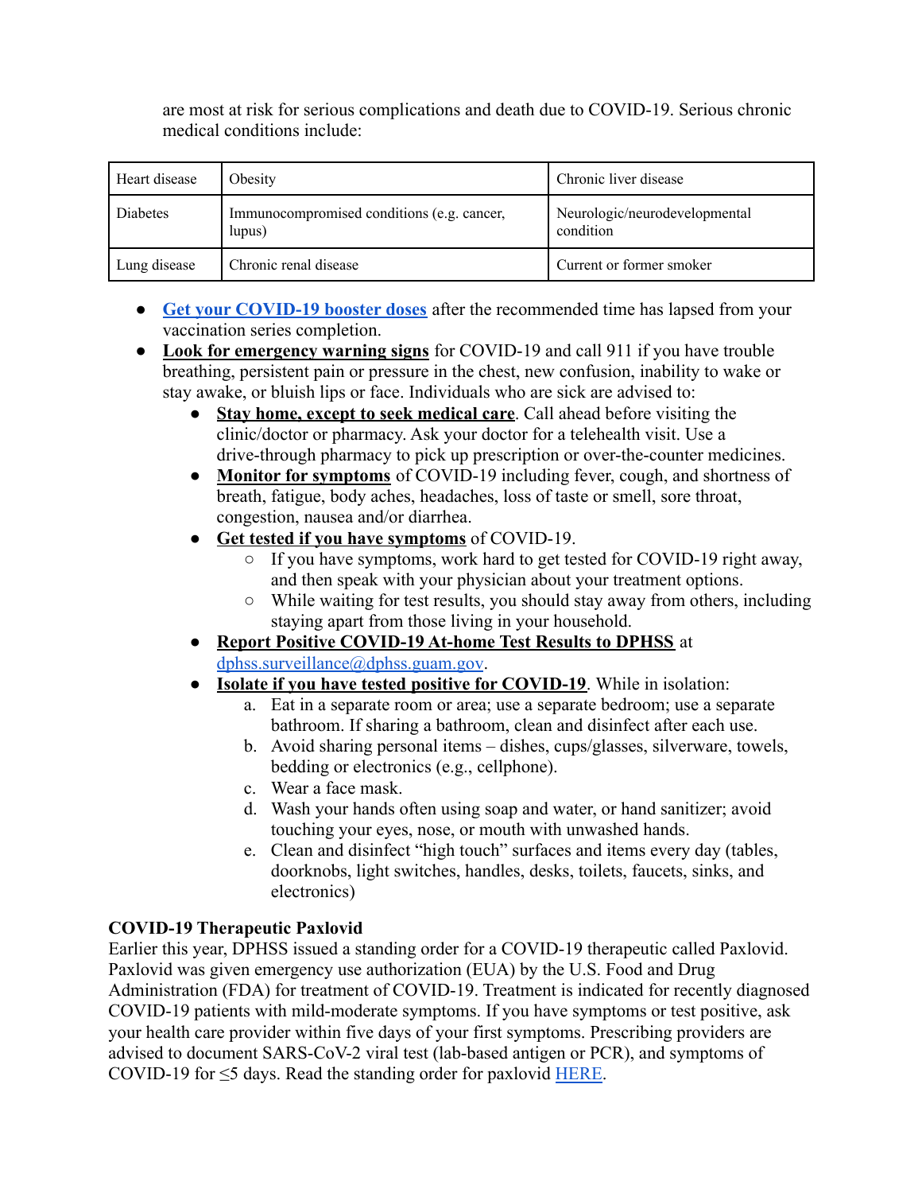are most at risk for serious complications and death due to COVID-19. Serious chronic medical conditions include:

| Heart disease | Obesity | Chronic liver disease |
|---|---|---|
| Diabetes | Immunocompromised conditions (e.g. cancer, lupus) | Neurologic/neurodevelopmental condition |
| Lung disease | Chronic renal disease | Current or former smoker |

- **Get your COVID-19 booster doses** after the recommended time has lapsed from your vaccination series completion.
- **Look for emergency warning signs** for COVID-19 and call 911 if you have trouble breathing, persistent pain or pressure in the chest, new confusion, inability to wake or stay awake, or bluish lips or face. Individuals who are sick are advised to:
  - **Stay home, except to seek medical care**. Call ahead before visiting the clinic/doctor or pharmacy. Ask your doctor for a telehealth visit. Use a drive-through pharmacy to pick up prescription or over-the-counter medicines.
  - **Monitor for symptoms** of COVID-19 including fever, cough, and shortness of breath, fatigue, body aches, headaches, loss of taste or smell, sore throat, congestion, nausea and/or diarrhea.
  - **Get tested if you have symptoms** of COVID-19.
    - If you have symptoms, work hard to get tested for COVID-19 right away, and then speak with your physician about your treatment options.
    - While waiting for test results, you should stay away from others, including staying apart from those living in your household.
  - **Report Positive COVID-19 At-home Test Results to DPHSS** at dphss.surveillance@dphss.guam.gov.
  - **Isolate if you have tested positive for COVID-19**. While in isolation:
    a. Eat in a separate room or area; use a separate bedroom; use a separate bathroom. If sharing a bathroom, clean and disinfect after each use.
    b. Avoid sharing personal items – dishes, cups/glasses, silverware, towels, bedding or electronics (e.g., cellphone).
    c. Wear a face mask.
    d. Wash your hands often using soap and water, or hand sanitizer; avoid touching your eyes, nose, or mouth with unwashed hands.
    e. Clean and disinfect "high touch" surfaces and items every day (tables, doorknobs, light switches, handles, desks, toilets, faucets, sinks, and electronics)

**COVID-19 Therapeutic Paxlovid**

Earlier this year, DPHSS issued a standing order for a COVID-19 therapeutic called Paxlovid. Paxlovid was given emergency use authorization (EUA) by the U.S. Food and Drug Administration (FDA) for treatment of COVID-19. Treatment is indicated for recently diagnosed COVID-19 patients with mild-moderate symptoms. If you have symptoms or test positive, ask your health care provider within five days of your first symptoms. Prescribing providers are advised to document SARS-CoV-2 viral test (lab-based antigen or PCR), and symptoms of COVID-19 for ≤5 days. Read the standing order for paxlovid HERE.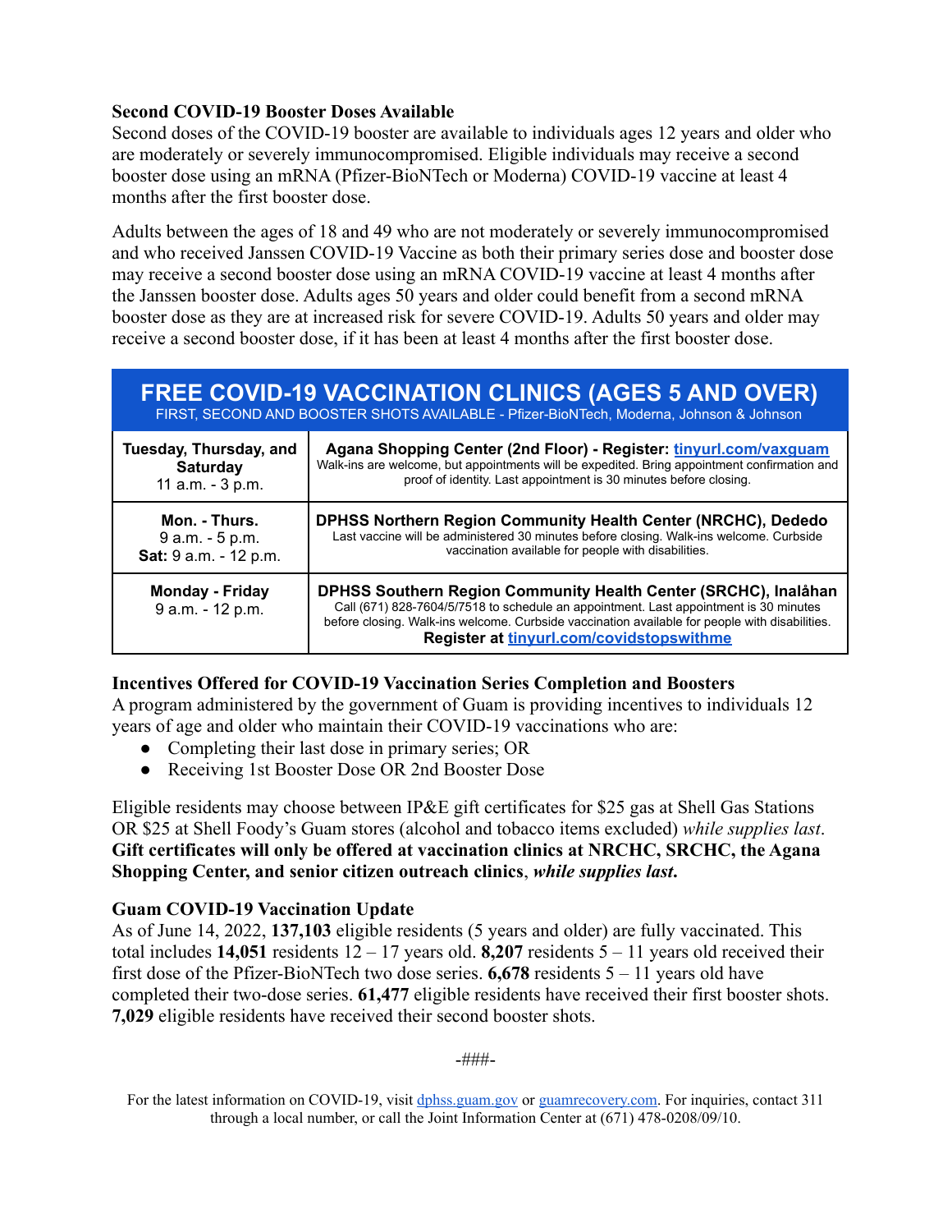**Second COVID-19 Booster Doses Available**

Second doses of the COVID-19 booster are available to individuals ages 12 years and older who are moderately or severely immunocompromised. Eligible individuals may receive a second booster dose using an mRNA (Pfizer-BioNTech or Moderna) COVID-19 vaccine at least 4 months after the first booster dose.

Adults between the ages of 18 and 49 who are not moderately or severely immunocompromised and who received Janssen COVID-19 Vaccine as both their primary series dose and booster dose may receive a second booster dose using an mRNA COVID-19 vaccine at least 4 months after the Janssen booster dose. Adults ages 50 years and older could benefit from a second mRNA booster dose as they are at increased risk for severe COVID-19. Adults 50 years and older may receive a second booster dose, if it has been at least 4 months after the first booster dose.

| FREE COVID-19 VACCINATION CLINICS (AGES 5 AND OVER) FIRST, SECOND AND BOOSTER SHOTS AVAILABLE - Pfizer-BioNTech, Moderna, Johnson & Johnson | |
|---|---|
| **Tuesday, Thursday, and Saturday** 11 a.m. - 3 p.m. | **Agana Shopping Center (2nd Floor) - Register: tinyurl.com/vaxguam** Walk-ins are welcome, but appointments will be expedited. Bring appointment confirmation and proof of identity. Last appointment is 30 minutes before closing. |
| **Mon. - Thurs.** 9 a.m. - 5 p.m. **Sat:** 9 a.m. - 12 p.m. | **DPHSS Northern Region Community Health Center (NRCHC), Dededo** Last vaccine will be administered 30 minutes before closing. Walk-ins welcome. Curbside vaccination available for people with disabilities. |
| **Monday - Friday** 9 a.m. - 12 p.m. | **DPHSS Southern Region Community Health Center (SRCHC), Inalåhan** Call (671) 828-7604/5/7518 to schedule an appointment. Last appointment is 30 minutes before closing. Walk-ins welcome. Curbside vaccination available for people with disabilities. **Register at tinyurl.com/covidstopswithme** |

**Incentives Offered for COVID-19 Vaccination Series Completion and Boosters**

A program administered by the government of Guam is providing incentives to individuals 12 years of age and older who maintain their COVID-19 vaccinations who are:

- Completing their last dose in primary series; OR
- Receiving 1st Booster Dose OR 2nd Booster Dose

Eligible residents may choose between IP&E gift certificates for $25 gas at Shell Gas Stations OR $25 at Shell Foody's Guam stores (alcohol and tobacco items excluded) *while supplies last*. **Gift certificates will only be offered at vaccination clinics at NRCHC, SRCHC, the Agana Shopping Center, and senior citizen outreach clinics**, ***while supplies last.***

**Guam COVID-19 Vaccination Update**

As of June 14, 2022, **137,103** eligible residents (5 years and older) are fully vaccinated. This total includes **14,051** residents 12 – 17 years old. **8,207** residents 5 – 11 years old received their first dose of the Pfizer-BioNTech two dose series. **6,678** residents 5 – 11 years old have completed their two-dose series. **61,477** eligible residents have received their first booster shots. **7,029** eligible residents have received their second booster shots.

-###-

For the latest information on COVID-19, visit dphss.guam.gov or guamrecovery.com. For inquiries, contact 311 through a local number, or call the Joint Information Center at (671) 478-0208/09/10.